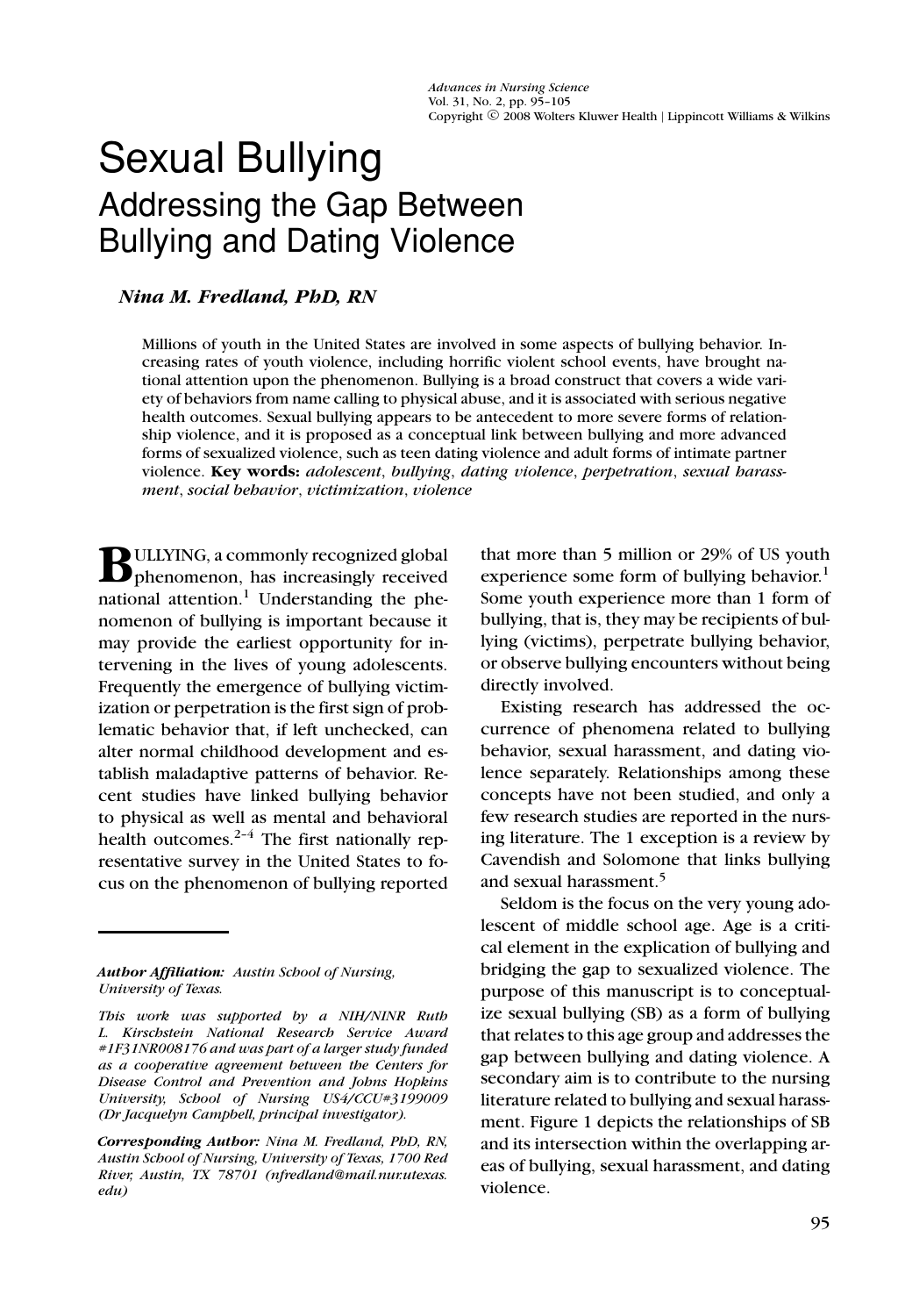# Sexual Bullying

## Addressing the Gap Between Bullying and Dating Violence

***Nina M. Fredland, PhD, RN***

Millions of youth in the United States are involved in some aspects of bullying behavior. Increasing rates of youth violence, including horrific violent school events, have brought national attention upon the phenomenon. Bullying is a broad construct that covers a wide variety of behaviors from name calling to physical abuse, and it is associated with serious negative health outcomes. Sexual bullying appears to be antecedent to more severe forms of relationship violence, and it is proposed as a conceptual link between bullying and more advanced forms of sexualized violence, such as teen dating violence and adult forms of intimate partner violence. **Key words:** *adolescent*, *bullying*, *dating violence*, *perpetration*, *sexual harassment*, *social behavior*, *victimization*, *violence*

BULLYING, a commonly recognized global phenomenon, has increasingly received national attention.[1] Understanding the phenomenon of bullying is important because it may provide the earliest opportunity for intervening in the lives of young adolescents. Frequently the emergence of bullying victimization or perpetration is the first sign of problematic behavior that, if left unchecked, can alter normal childhood development and establish maladaptive patterns of behavior. Recent studies have linked bullying behavior to physical as well as mental and behavioral health outcomes.[2–4] The first nationally representative survey in the United States to focus on the phenomenon of bullying reported that more than 5 million or 29% of US youth experience some form of bullying behavior.[1] Some youth experience more than 1 form of bullying, that is, they may be recipients of bullying (victims), perpetrate bullying behavior, or observe bullying encounters without being directly involved.

Existing research has addressed the occurrence of phenomena related to bullying behavior, sexual harassment, and dating violence separately. Relationships among these concepts have not been studied, and only a few research studies are reported in the nursing literature. The 1 exception is a review by Cavendish and Solomone that links bullying and sexual harassment.[5]

Seldom is the focus on the very young adolescent of middle school age. Age is a critical element in the explication of bullying and bridging the gap to sexualized violence. The purpose of this manuscript is to conceptualize sexual bullying (SB) as a form of bullying that relates to this age group and addresses the gap between bullying and dating violence. A secondary aim is to contribute to the nursing literature related to bullying and sexual harassment. Figure 1 depicts the relationships of SB and its intersection within the overlapping areas of bullying, sexual harassment, and dating violence.

---

***Author Affiliation:*** *Austin School of Nursing, University of Texas.*

*This work was supported by a NIH/NINR Ruth L. Kirschstein National Research Service Award #1F31NR008176 and was part of a larger study funded as a cooperative agreement between the Centers for Disease Control and Prevention and Johns Hopkins University, School of Nursing US4/CCU#3199009 (Dr Jacquelyn Campbell, principal investigator).*

***Corresponding Author:*** *Nina M. Fredland, PhD, RN, Austin School of Nursing, University of Texas, 1700 Red River, Austin, TX 78701 (nfredland@mail.nur.utexas.edu)*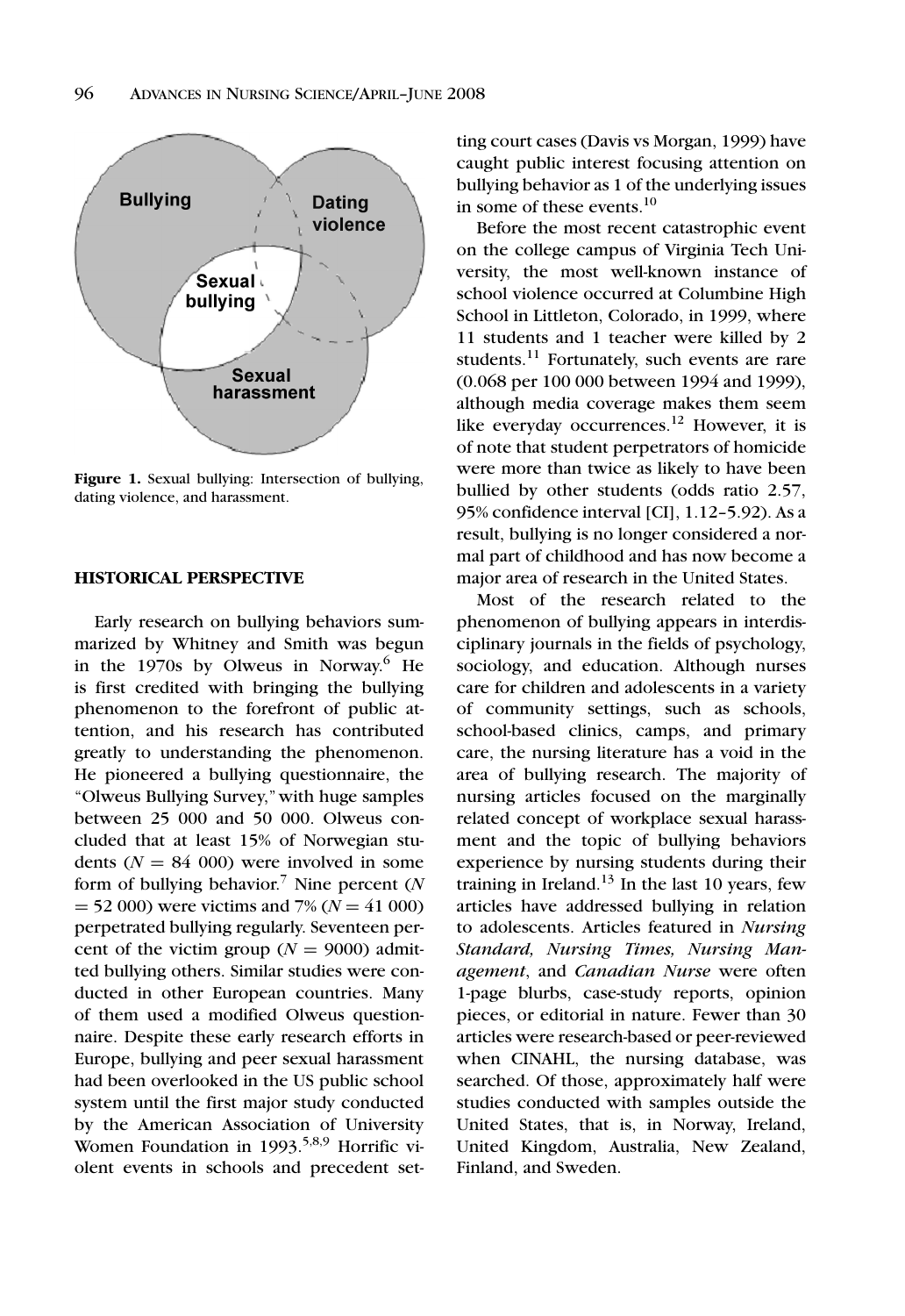Bullying

Dating violence

Sexual bullying

Sexual harassment

**Figure 1.** Sexual bullying: Intersection of bullying, dating violence, and harassment.

## HISTORICAL PERSPECTIVE

Early research on bullying behaviors summarized by Whitney and Smith was begun in the 1970s by Olweus in Norway.[6] He is first credited with bringing the bullying phenomenon to the forefront of public attention, and his research has contributed greatly to understanding the phenomenon. He pioneered a bullying questionnaire, the "Olweus Bullying Survey," with huge samples between 25 000 and 50 000. Olweus concluded that at least 15% of Norwegian students ($N = 84\ 000$) were involved in some form of bullying behavior.[7] Nine percent ($N = 52\ 000$) were victims and 7% ($N = 41\ 000$) perpetrated bullying regularly. Seventeen percent of the victim group ($N = 9000$) admitted bullying others. Similar studies were conducted in other European countries. Many of them used a modified Olweus questionnaire. Despite these early research efforts in Europe, bullying and peer sexual harassment had been overlooked in the US public school system until the first major study conducted by the American Association of University Women Foundation in 1993.[5,8,9] Horrific violent events in schools and precedent setting court cases (Davis vs Morgan, 1999) have caught public interest focusing attention on bullying behavior as 1 of the underlying issues in some of these events.[10]

Before the most recent catastrophic event on the college campus of Virginia Tech University, the most well-known instance of school violence occurred at Columbine High School in Littleton, Colorado, in 1999, where 11 students and 1 teacher were killed by 2 students.[11] Fortunately, such events are rare (0.068 per 100 000 between 1994 and 1999), although media coverage makes them seem like everyday occurrences.[12] However, it is of note that student perpetrators of homicide were more than twice as likely to have been bullied by other students (odds ratio 2.57, 95% confidence interval [CI], 1.12–5.92). As a result, bullying is no longer considered a normal part of childhood and has now become a major area of research in the United States.

Most of the research related to the phenomenon of bullying appears in interdisciplinary journals in the fields of psychology, sociology, and education. Although nurses care for children and adolescents in a variety of community settings, such as schools, school-based clinics, camps, and primary care, the nursing literature has a void in the area of bullying research. The majority of nursing articles focused on the marginally related concept of workplace sexual harassment and the topic of bullying behaviors experience by nursing students during their training in Ireland.[13] In the last 10 years, few articles have addressed bullying in relation to adolescents. Articles featured in *Nursing Standard, Nursing Times, Nursing Management*, and *Canadian Nurse* were often 1-page blurbs, case-study reports, opinion pieces, or editorial in nature. Fewer than 30 articles were research-based or peer-reviewed when CINAHL, the nursing database, was searched. Of those, approximately half were studies conducted with samples outside the United States, that is, in Norway, Ireland, United Kingdom, Australia, New Zealand, Finland, and Sweden.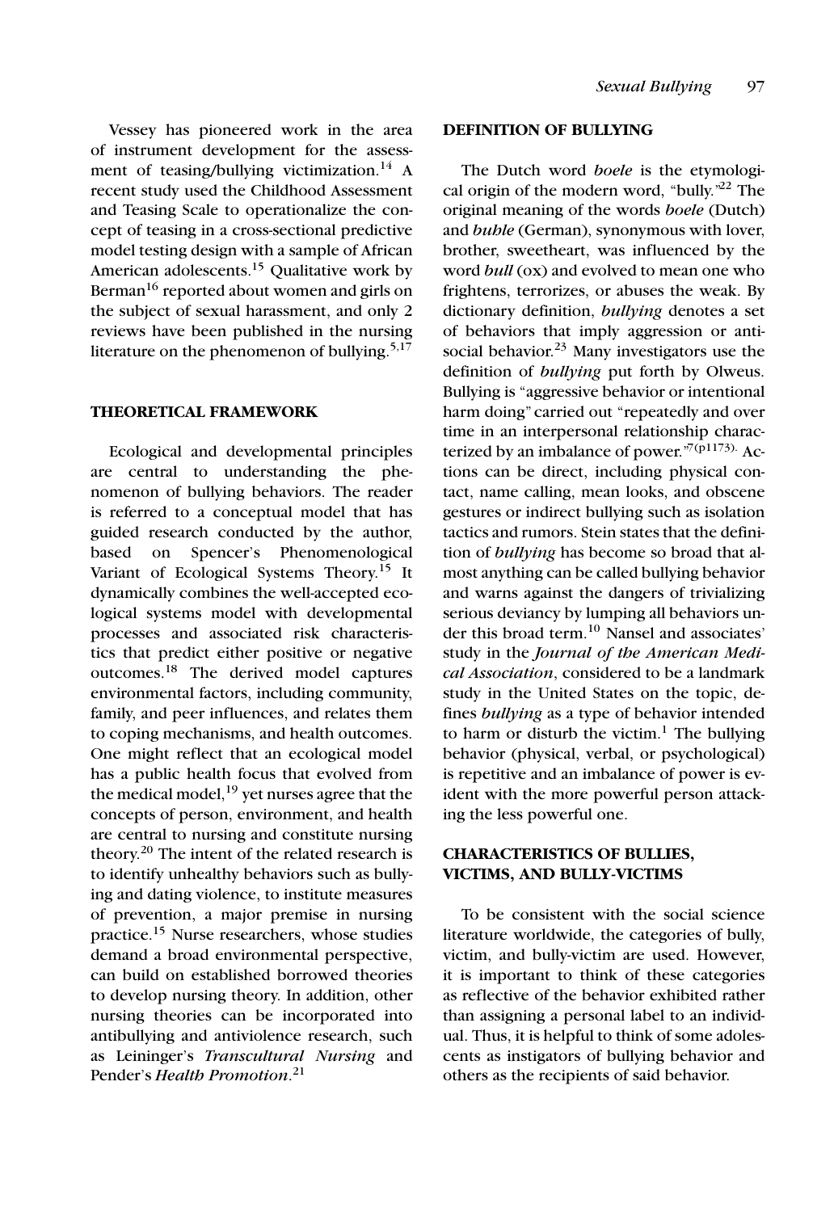Vessey has pioneered work in the area of instrument development for the assessment of teasing/bullying victimization.[14] A recent study used the Childhood Assessment and Teasing Scale to operationalize the concept of teasing in a cross-sectional predictive model testing design with a sample of African American adolescents.[15] Qualitative work by Berman[16] reported about women and girls on the subject of sexual harassment, and only 2 reviews have been published in the nursing literature on the phenomenon of bullying.[5,17]

## THEORETICAL FRAMEWORK

Ecological and developmental principles are central to understanding the phenomenon of bullying behaviors. The reader is referred to a conceptual model that has guided research conducted by the author, based on Spencer's Phenomenological Variant of Ecological Systems Theory.[15] It dynamically combines the well-accepted ecological systems model with developmental processes and associated risk characteristics that predict either positive or negative outcomes.[18] The derived model captures environmental factors, including community, family, and peer influences, and relates them to coping mechanisms, and health outcomes. One might reflect that an ecological model has a public health focus that evolved from the medical model,[19] yet nurses agree that the concepts of person, environment, and health are central to nursing and constitute nursing theory.[20] The intent of the related research is to identify unhealthy behaviors such as bullying and dating violence, to institute measures of prevention, a major premise in nursing practice.[15] Nurse researchers, whose studies demand a broad environmental perspective, can build on established borrowed theories to develop nursing theory. In addition, other nursing theories can be incorporated into antibullying and antiviolence research, such as Leininger's *Transcultural Nursing* and Pender's *Health Promotion*.[21]

## DEFINITION OF BULLYING

The Dutch word *boele* is the etymological origin of the modern word, "bully."[22] The original meaning of the words *boele* (Dutch) and *buhle* (German), synonymous with lover, brother, sweetheart, was influenced by the word *bull* (ox) and evolved to mean one who frightens, terrorizes, or abuses the weak. By dictionary definition, *bullying* denotes a set of behaviors that imply aggression or antisocial behavior.[23] Many investigators use the definition of *bullying* put forth by Olweus. Bullying is "aggressive behavior or intentional harm doing" carried out "repeatedly and over time in an interpersonal relationship characterized by an imbalance of power."[7(p1173)] Actions can be direct, including physical contact, name calling, mean looks, and obscene gestures or indirect bullying such as isolation tactics and rumors. Stein states that the definition of *bullying* has become so broad that almost anything can be called bullying behavior and warns against the dangers of trivializing serious deviancy by lumping all behaviors under this broad term.[10] Nansel and associates' study in the *Journal of the American Medical Association*, considered to be a landmark study in the United States on the topic, defines *bullying* as a type of behavior intended to harm or disturb the victim.[1] The bullying behavior (physical, verbal, or psychological) is repetitive and an imbalance of power is evident with the more powerful person attacking the less powerful one.

## CHARACTERISTICS OF BULLIES, VICTIMS, AND BULLY-VICTIMS

To be consistent with the social science literature worldwide, the categories of bully, victim, and bully-victim are used. However, it is important to think of these categories as reflective of the behavior exhibited rather than assigning a personal label to an individual. Thus, it is helpful to think of some adolescents as instigators of bullying behavior and others as the recipients of said behavior.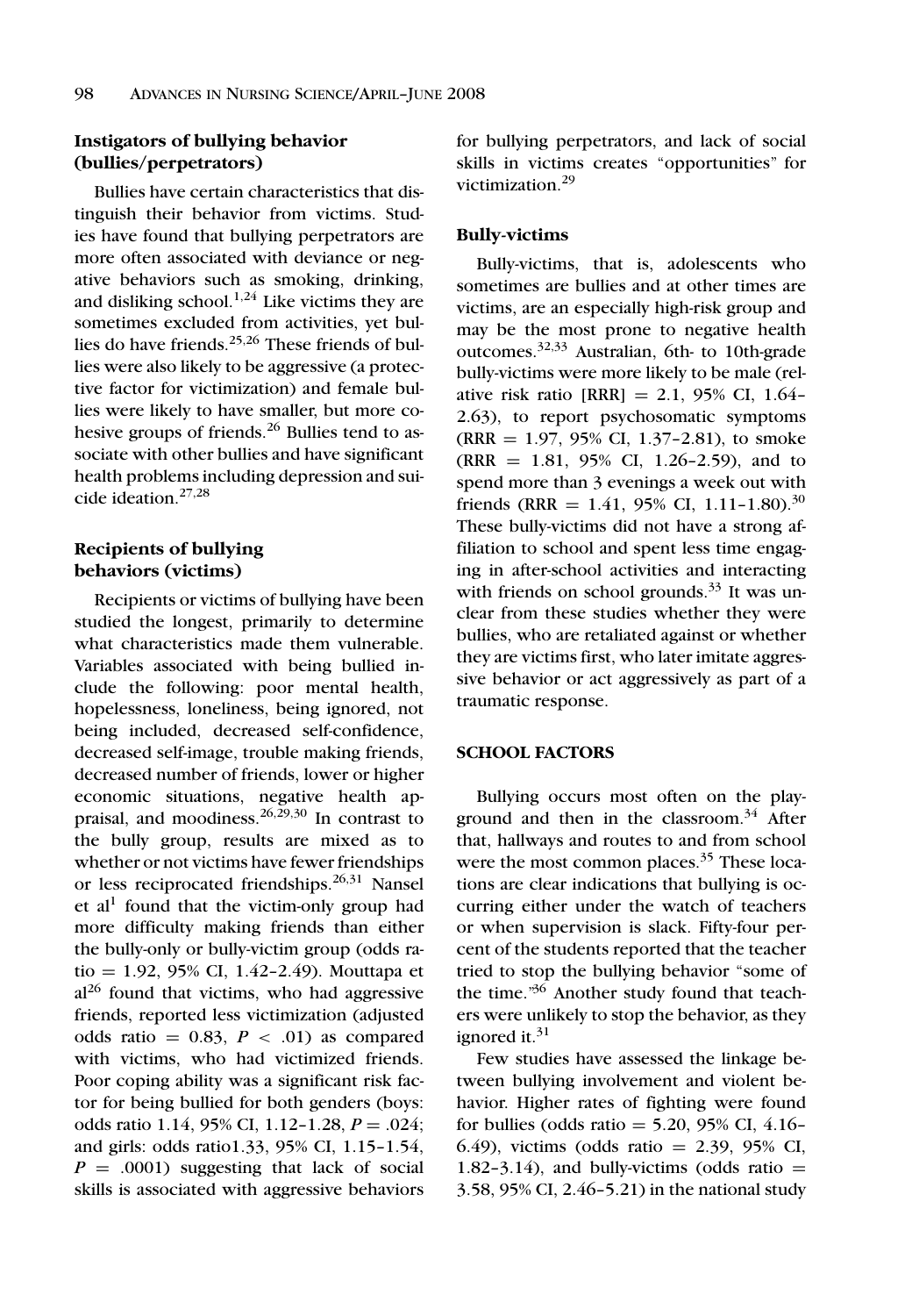### Instigators of bullying behavior (bullies/perpetrators)

Bullies have certain characteristics that distinguish their behavior from victims. Studies have found that bullying perpetrators are more often associated with deviance or negative behaviors such as smoking, drinking, and disliking school.[1,24] Like victims they are sometimes excluded from activities, yet bullies do have friends.[25,26] These friends of bullies were also likely to be aggressive (a protective factor for victimization) and female bullies were likely to have smaller, but more cohesive groups of friends.[26] Bullies tend to associate with other bullies and have significant health problems including depression and suicide ideation.[27,28]

### Recipients of bullying behaviors (victims)

Recipients or victims of bullying have been studied the longest, primarily to determine what characteristics made them vulnerable. Variables associated with being bullied include the following: poor mental health, hopelessness, loneliness, being ignored, not being included, decreased self-confidence, decreased self-image, trouble making friends, decreased number of friends, lower or higher economic situations, negative health appraisal, and moodiness.[26,29,30] In contrast to the bully group, results are mixed as to whether or not victims have fewer friendships or less reciprocated friendships.[26,31] Nansel et al[1] found that the victim-only group had more difficulty making friends than either the bully-only or bully-victim group (odds ratio = 1.92, 95% CI, 1.42–2.49). Mouttapa et al[26] found that victims, who had aggressive friends, reported less victimization (adjusted odds ratio = 0.83, $P < .01$) as compared with victims, who had victimized friends. Poor coping ability was a significant risk factor for being bullied for both genders (boys: odds ratio 1.14, 95% CI, 1.12–1.28, $P = .024$; and girls: odds ratio1.33, 95% CI, 1.15–1.54, $P = .0001$) suggesting that lack of social skills is associated with aggressive behaviors for bullying perpetrators, and lack of social skills in victims creates "opportunities" for victimization.[29]

### Bully-victims

Bully-victims, that is, adolescents who sometimes are bullies and at other times are victims, are an especially high-risk group and may be the most prone to negative health outcomes.[32,33] Australian, 6th- to 10th-grade bully-victims were more likely to be male (relative risk ratio [RRR] = 2.1, 95% CI, 1.64–2.63), to report psychosomatic symptoms (RRR = 1.97, 95% CI, 1.37–2.81), to smoke (RRR = 1.81, 95% CI, 1.26–2.59), and to spend more than 3 evenings a week out with friends (RRR = 1.41, 95% CI, 1.11–1.80).[30] These bully-victims did not have a strong affiliation to school and spent less time engaging in after-school activities and interacting with friends on school grounds.[33] It was unclear from these studies whether they were bullies, who are retaliated against or whether they are victims first, who later imitate aggressive behavior or act aggressively as part of a traumatic response.

## SCHOOL FACTORS

Bullying occurs most often on the playground and then in the classroom.[34] After that, hallways and routes to and from school were the most common places.[35] These locations are clear indications that bullying is occurring either under the watch of teachers or when supervision is slack. Fifty-four percent of the students reported that the teacher tried to stop the bullying behavior "some of the time."[36] Another study found that teachers were unlikely to stop the behavior, as they ignored it.[31]

Few studies have assessed the linkage between bullying involvement and violent behavior. Higher rates of fighting were found for bullies (odds ratio = 5.20, 95% CI, 4.16–6.49), victims (odds ratio = 2.39, 95% CI, 1.82–3.14), and bully-victims (odds ratio = 3.58, 95% CI, 2.46–5.21) in the national study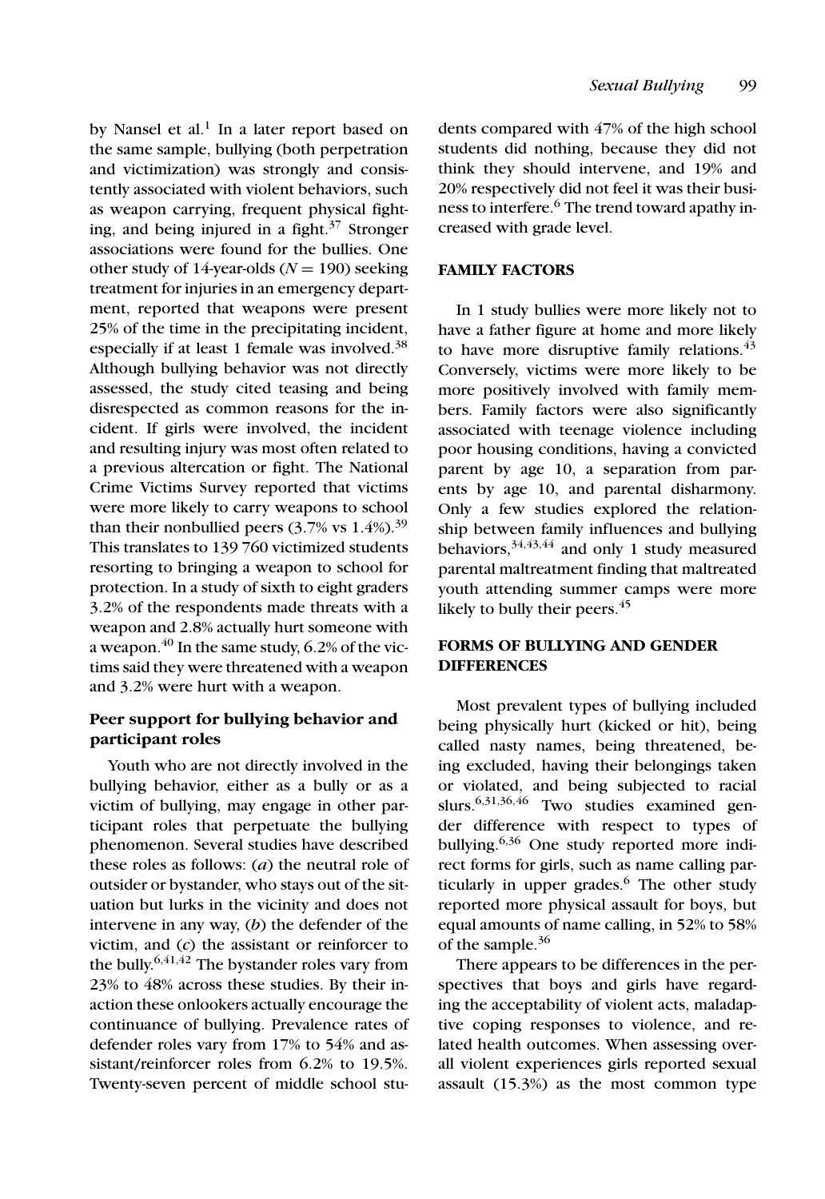by Nansel et al.[1] In a later report based on the same sample, bullying (both perpetration and victimization) was strongly and consistently associated with violent behaviors, such as weapon carrying, frequent physical fighting, and being injured in a fight.[37] Stronger associations were found for the bullies. One other study of 14-year-olds ($N = 190$) seeking treatment for injuries in an emergency department, reported that weapons were present 25% of the time in the precipitating incident, especially if at least 1 female was involved.[38] Although bullying behavior was not directly assessed, the study cited teasing and being disrespected as common reasons for the incident. If girls were involved, the incident and resulting injury was most often related to a previous altercation or fight. The National Crime Victims Survey reported that victims were more likely to carry weapons to school than their nonbullied peers (3.7% vs 1.4%).[39] This translates to 139 760 victimized students resorting to bringing a weapon to school for protection. In a study of sixth to eight graders 3.2% of the respondents made threats with a weapon and 2.8% actually hurt someone with a weapon.[40] In the same study, 6.2% of the victims said they were threatened with a weapon and 3.2% were hurt with a weapon.

### Peer support for bullying behavior and participant roles

Youth who are not directly involved in the bullying behavior, either as a bully or as a victim of bullying, may engage in other participant roles that perpetuate the bullying phenomenon. Several studies have described these roles as follows: (*a*) the neutral role of outsider or bystander, who stays out of the situation but lurks in the vicinity and does not intervene in any way, (*b*) the defender of the victim, and (*c*) the assistant or reinforcer to the bully.[6,41,42] The bystander roles vary from 23% to 48% across these studies. By their inaction these onlookers actually encourage the continuance of bullying. Prevalence rates of defender roles vary from 17% to 54% and assistant/reinforcer roles from 6.2% to 19.5%. Twenty-seven percent of middle school students compared with 47% of the high school students did nothing, because they did not think they should intervene, and 19% and 20% respectively did not feel it was their business to interfere.[6] The trend toward apathy increased with grade level.

## FAMILY FACTORS

In 1 study bullies were more likely not to have a father figure at home and more likely to have more disruptive family relations.[43] Conversely, victims were more likely to be more positively involved with family members. Family factors were also significantly associated with teenage violence including poor housing conditions, having a convicted parent by age 10, a separation from parents by age 10, and parental disharmony. Only a few studies explored the relationship between family influences and bullying behaviors,[34,43,44] and only 1 study measured parental maltreatment finding that maltreated youth attending summer camps were more likely to bully their peers.[45]

## FORMS OF BULLYING AND GENDER DIFFERENCES

Most prevalent types of bullying included being physically hurt (kicked or hit), being called nasty names, being threatened, being excluded, having their belongings taken or violated, and being subjected to racial slurs.[6,31,36,46] Two studies examined gender difference with respect to types of bullying.[6,36] One study reported more indirect forms for girls, such as name calling particularly in upper grades.[6] The other study reported more physical assault for boys, but equal amounts of name calling, in 52% to 58% of the sample.[36]

There appears to be differences in the perspectives that boys and girls have regarding the acceptability of violent acts, maladaptive coping responses to violence, and related health outcomes. When assessing overall violent experiences girls reported sexual assault (15.3%) as the most common type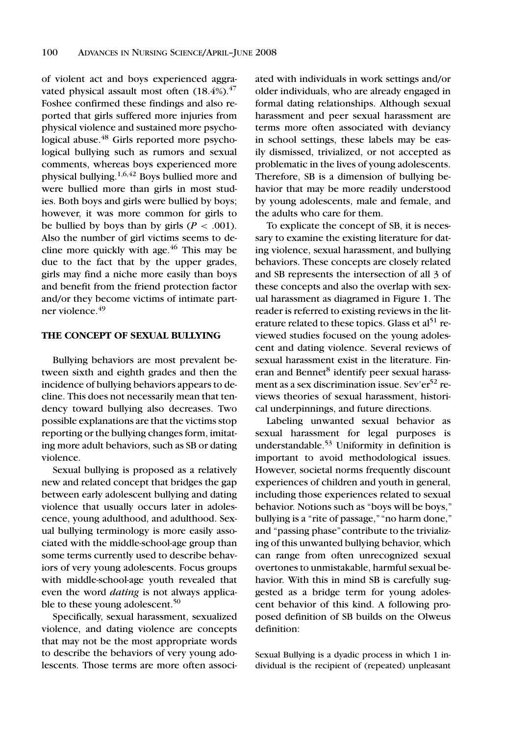of violent act and boys experienced aggravated physical assault most often (18.4%).[47] Foshee confirmed these findings and also reported that girls suffered more injuries from physical violence and sustained more psychological abuse.[48] Girls reported more psychological bullying such as rumors and sexual comments, whereas boys experienced more physical bullying.[1,6,42] Boys bullied more and were bullied more than girls in most studies. Both boys and girls were bullied by boys; however, it was more common for girls to be bullied by boys than by girls ($P < .001$). Also the number of girl victims seems to decline more quickly with age.[46] This may be due to the fact that by the upper grades, girls may find a niche more easily than boys and benefit from the friend protection factor and/or they become victims of intimate partner violence.[49]

## THE CONCEPT OF SEXUAL BULLYING

Bullying behaviors are most prevalent between sixth and eighth grades and then the incidence of bullying behaviors appears to decline. This does not necessarily mean that tendency toward bullying also decreases. Two possible explanations are that the victims stop reporting or the bullying changes form, imitating more adult behaviors, such as SB or dating violence.

Sexual bullying is proposed as a relatively new and related concept that bridges the gap between early adolescent bullying and dating violence that usually occurs later in adolescence, young adulthood, and adulthood. Sexual bullying terminology is more easily associated with the middle-school-age group than some terms currently used to describe behaviors of very young adolescents. Focus groups with middle-school-age youth revealed that even the word *dating* is not always applicable to these young adolescent.[50]

Specifically, sexual harassment, sexualized violence, and dating violence are concepts that may not be the most appropriate words to describe the behaviors of very young adolescents. Those terms are more often associated with individuals in work settings and/or older individuals, who are already engaged in formal dating relationships. Although sexual harassment and peer sexual harassment are terms more often associated with deviancy in school settings, these labels may be easily dismissed, trivialized, or not accepted as problematic in the lives of young adolescents. Therefore, SB is a dimension of bullying behavior that may be more readily understood by young adolescents, male and female, and the adults who care for them.

To explicate the concept of SB, it is necessary to examine the existing literature for dating violence, sexual harassment, and bullying behaviors. These concepts are closely related and SB represents the intersection of all 3 of these concepts and also the overlap with sexual harassment as diagramed in Figure 1. The reader is referred to existing reviews in the literature related to these topics. Glass et al[51] reviewed studies focused on the young adolescent and dating violence. Several reviews of sexual harassment exist in the literature. Fineran and Bennet[8] identify peer sexual harassment as a sex discrimination issue. Sev'er[52] reviews theories of sexual harassment, historical underpinnings, and future directions.

Labeling unwanted sexual behavior as sexual harassment for legal purposes is understandable.[53] Uniformity in definition is important to avoid methodological issues. However, societal norms frequently discount experiences of children and youth in general, including those experiences related to sexual behavior. Notions such as "boys will be boys," bullying is a "rite of passage," "no harm done," and "passing phase" contribute to the trivializing of this unwanted bullying behavior, which can range from often unrecognized sexual overtones to unmistakable, harmful sexual behavior. With this in mind SB is carefully suggested as a bridge term for young adolescent behavior of this kind. A following proposed definition of SB builds on the Olweus definition:

> Sexual Bullying is a dyadic process in which 1 individual is the recipient of (repeated) unpleasant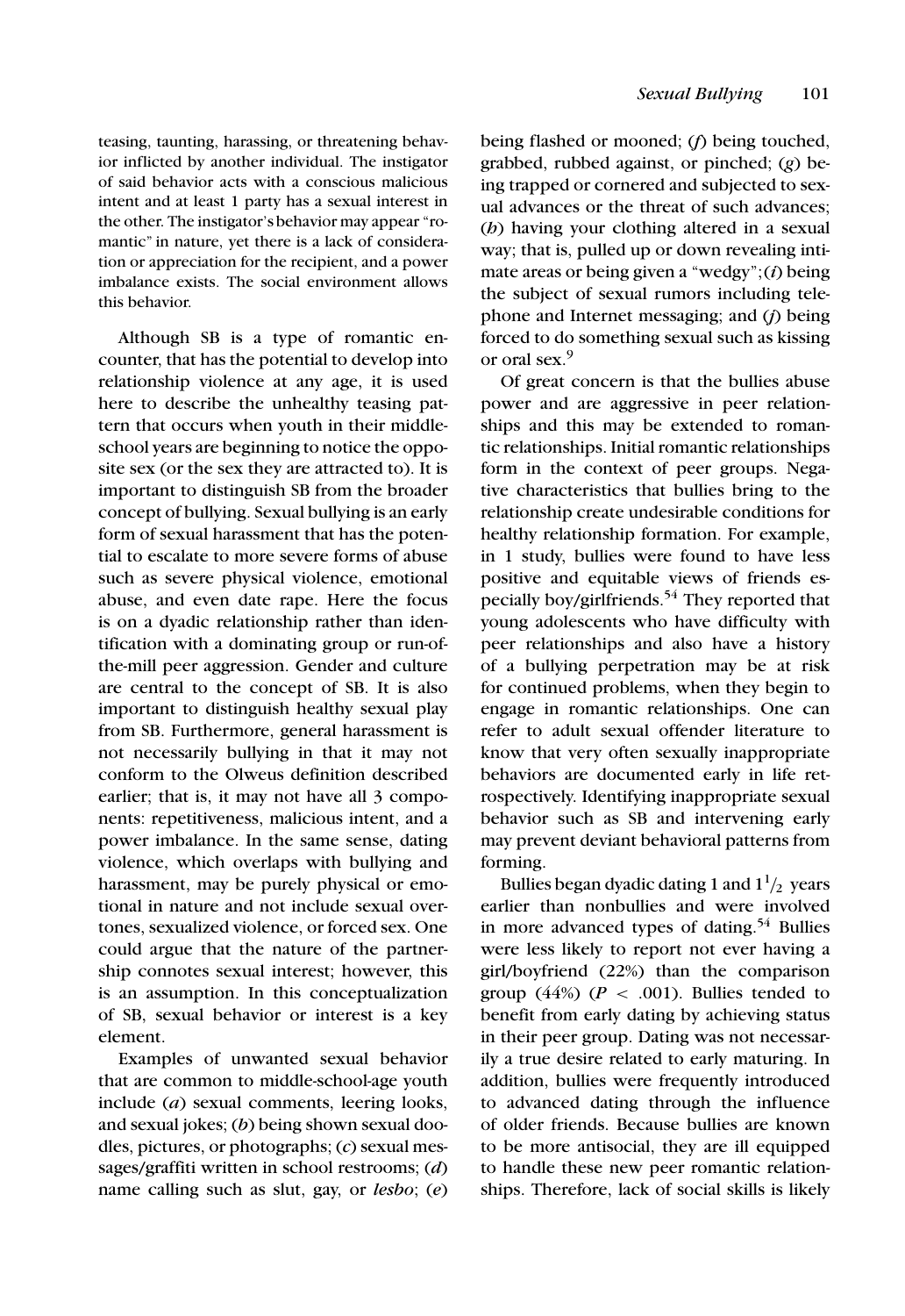teasing, taunting, harassing, or threatening behavior inflicted by another individual. The instigator of said behavior acts with a conscious malicious intent and at least 1 party has a sexual interest in the other. The instigator's behavior may appear "romantic" in nature, yet there is a lack of consideration or appreciation for the recipient, and a power imbalance exists. The social environment allows this behavior.

Although SB is a type of romantic encounter, that has the potential to develop into relationship violence at any age, it is used here to describe the unhealthy teasing pattern that occurs when youth in their middle-school years are beginning to notice the opposite sex (or the sex they are attracted to). It is important to distinguish SB from the broader concept of bullying. Sexual bullying is an early form of sexual harassment that has the potential to escalate to more severe forms of abuse such as severe physical violence, emotional abuse, and even date rape. Here the focus is on a dyadic relationship rather than identification with a dominating group or run-of-the-mill peer aggression. Gender and culture are central to the concept of SB. It is also important to distinguish healthy sexual play from SB. Furthermore, general harassment is not necessarily bullying in that it may not conform to the Olweus definition described earlier; that is, it may not have all 3 components: repetitiveness, malicious intent, and a power imbalance. In the same sense, dating violence, which overlaps with bullying and harassment, may be purely physical or emotional in nature and not include sexual overtones, sexualized violence, or forced sex. One could argue that the nature of the partnership connotes sexual interest; however, this is an assumption. In this conceptualization of SB, sexual behavior or interest is a key element.

Examples of unwanted sexual behavior that are common to middle-school-age youth include (*a*) sexual comments, leering looks, and sexual jokes; (*b*) being shown sexual doodles, pictures, or photographs; (*c*) sexual messages/graffiti written in school restrooms; (*d*) name calling such as slut, gay, or *lesbo*; (*e*) being flashed or mooned; (*f*) being touched, grabbed, rubbed against, or pinched; (*g*) being trapped or cornered and subjected to sexual advances or the threat of such advances; (*h*) having your clothing altered in a sexual way; that is, pulled up or down revealing intimate areas or being given a "wedgy"; (*i*) being the subject of sexual rumors including telephone and Internet messaging; and (*j*) being forced to do something sexual such as kissing or oral sex.[9]

Of great concern is that the bullies abuse power and are aggressive in peer relationships and this may be extended to romantic relationships. Initial romantic relationships form in the context of peer groups. Negative characteristics that bullies bring to the relationship create undesirable conditions for healthy relationship formation. For example, in 1 study, bullies were found to have less positive and equitable views of friends especially boy/girlfriends.[54] They reported that young adolescents who have difficulty with peer relationships and also have a history of a bullying perpetration may be at risk for continued problems, when they begin to engage in romantic relationships. One can refer to adult sexual offender literature to know that very often sexually inappropriate behaviors are documented early in life retrospectively. Identifying inappropriate sexual behavior such as SB and intervening early may prevent deviant behavioral patterns from forming.

Bullies began dyadic dating 1 and $1^1/_2$ years earlier than nonbullies and were involved in more advanced types of dating.[54] Bullies were less likely to report not ever having a girl/boyfriend (22%) than the comparison group (44%) ($P < .001$). Bullies tended to benefit from early dating by achieving status in their peer group. Dating was not necessarily a true desire related to early maturing. In addition, bullies were frequently introduced to advanced dating through the influence of older friends. Because bullies are known to be more antisocial, they are ill equipped to handle these new peer romantic relationships. Therefore, lack of social skills is likely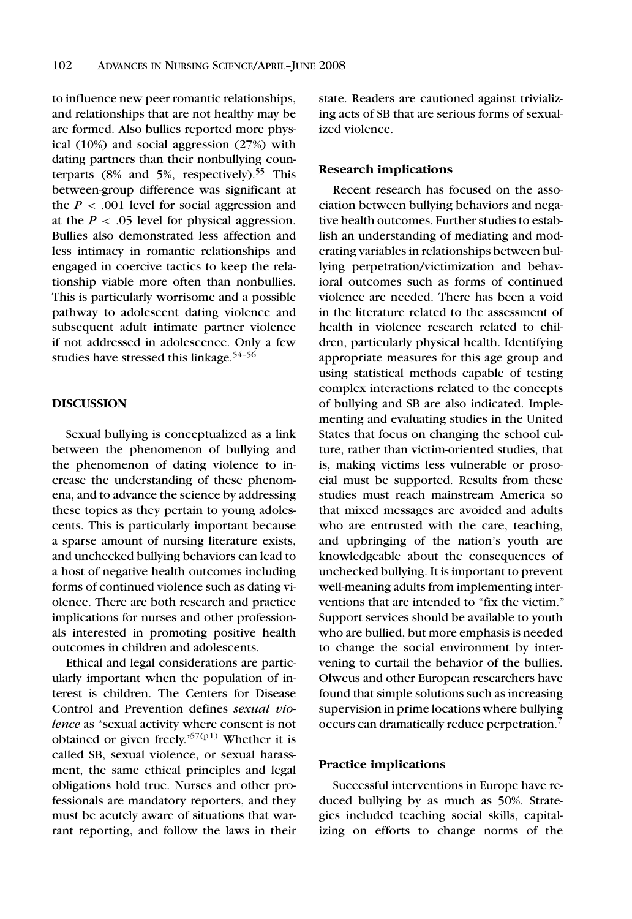to influence new peer romantic relationships, and relationships that are not healthy may be are formed. Also bullies reported more physical (10%) and social aggression (27%) with dating partners than their nonbullying counterparts (8% and 5%, respectively).[55] This between-group difference was significant at the $P < .001$ level for social aggression and at the $P < .05$ level for physical aggression. Bullies also demonstrated less affection and less intimacy in romantic relationships and engaged in coercive tactics to keep the relationship viable more often than nonbullies. This is particularly worrisome and a possible pathway to adolescent dating violence and subsequent adult intimate partner violence if not addressed in adolescence. Only a few studies have stressed this linkage.[54–56]

## DISCUSSION

Sexual bullying is conceptualized as a link between the phenomenon of bullying and the phenomenon of dating violence to increase the understanding of these phenomena, and to advance the science by addressing these topics as they pertain to young adolescents. This is particularly important because a sparse amount of nursing literature exists, and unchecked bullying behaviors can lead to a host of negative health outcomes including forms of continued violence such as dating violence. There are both research and practice implications for nurses and other professionals interested in promoting positive health outcomes in children and adolescents.

Ethical and legal considerations are particularly important when the population of interest is children. The Centers for Disease Control and Prevention defines *sexual violence* as "sexual activity where consent is not obtained or given freely."[57(p1)] Whether it is called SB, sexual violence, or sexual harassment, the same ethical principles and legal obligations hold true. Nurses and other professionals are mandatory reporters, and they must be acutely aware of situations that warrant reporting, and follow the laws in their state. Readers are cautioned against trivializing acts of SB that are serious forms of sexualized violence.

### Research implications

Recent research has focused on the association between bullying behaviors and negative health outcomes. Further studies to establish an understanding of mediating and moderating variables in relationships between bullying perpetration/victimization and behavioral outcomes such as forms of continued violence are needed. There has been a void in the literature related to the assessment of health in violence research related to children, particularly physical health. Identifying appropriate measures for this age group and using statistical methods capable of testing complex interactions related to the concepts of bullying and SB are also indicated. Implementing and evaluating studies in the United States that focus on changing the school culture, rather than victim-oriented studies, that is, making victims less vulnerable or prosocial must be supported. Results from these studies must reach mainstream America so that mixed messages are avoided and adults who are entrusted with the care, teaching, and upbringing of the nation's youth are knowledgeable about the consequences of unchecked bullying. It is important to prevent well-meaning adults from implementing interventions that are intended to "fix the victim." Support services should be available to youth who are bullied, but more emphasis is needed to change the social environment by intervening to curtail the behavior of the bullies. Olweus and other European researchers have found that simple solutions such as increasing supervision in prime locations where bullying occurs can dramatically reduce perpetration.[7]

### Practice implications

Successful interventions in Europe have reduced bullying by as much as 50%. Strategies included teaching social skills, capitalizing on efforts to change norms of the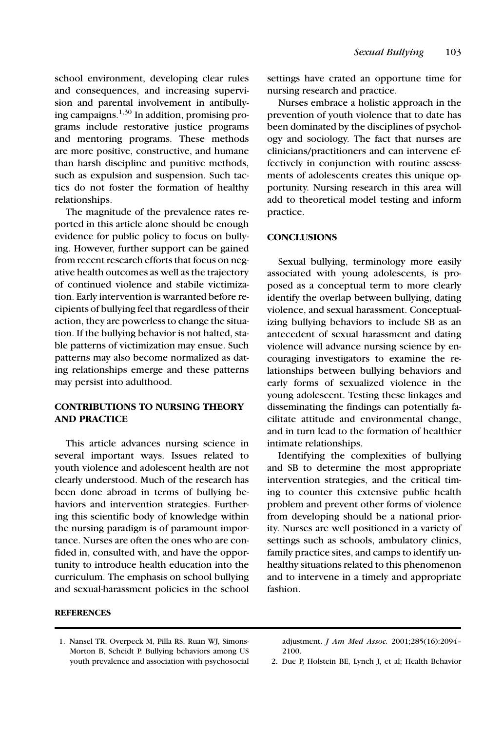school environment, developing clear rules and consequences, and increasing supervision and parental involvement in antibullying campaigns.[1,30] In addition, promising programs include restorative justice programs and mentoring programs. These methods are more positive, constructive, and humane than harsh discipline and punitive methods, such as expulsion and suspension. Such tactics do not foster the formation of healthy relationships.

The magnitude of the prevalence rates reported in this article alone should be enough evidence for public policy to focus on bullying. However, further support can be gained from recent research efforts that focus on negative health outcomes as well as the trajectory of continued violence and stabile victimization. Early intervention is warranted before recipients of bullying feel that regardless of their action, they are powerless to change the situation. If the bullying behavior is not halted, stable patterns of victimization may ensue. Such patterns may also become normalized as dating relationships emerge and these patterns may persist into adulthood.

## CONTRIBUTIONS TO NURSING THEORY AND PRACTICE

This article advances nursing science in several important ways. Issues related to youth violence and adolescent health are not clearly understood. Much of the research has been done abroad in terms of bullying behaviors and intervention strategies. Furthering this scientific body of knowledge within the nursing paradigm is of paramount importance. Nurses are often the ones who are confided in, consulted with, and have the opportunity to introduce health education into the curriculum. The emphasis on school bullying and sexual-harassment policies in the school settings have crated an opportune time for nursing research and practice.

Nurses embrace a holistic approach in the prevention of youth violence that to date has been dominated by the disciplines of psychology and sociology. The fact that nurses are clinicians/practitioners and can intervene effectively in conjunction with routine assessments of adolescents creates this unique opportunity. Nursing research in this area will add to theoretical model testing and inform practice.

## CONCLUSIONS

Sexual bullying, terminology more easily associated with young adolescents, is proposed as a conceptual term to more clearly identify the overlap between bullying, dating violence, and sexual harassment. Conceptualizing bullying behaviors to include SB as an antecedent of sexual harassment and dating violence will advance nursing science by encouraging investigators to examine the relationships between bullying behaviors and early forms of sexualized violence in the young adolescent. Testing these linkages and disseminating the findings can potentially facilitate attitude and environmental change, and in turn lead to the formation of healthier intimate relationships.

Identifying the complexities of bullying and SB to determine the most appropriate intervention strategies, and the critical timing to counter this extensive public health problem and prevent other forms of violence from developing should be a national priority. Nurses are well positioned in a variety of settings such as schools, ambulatory clinics, family practice sites, and camps to identify unhealthy situations related to this phenomenon and to intervene in a timely and appropriate fashion.

## REFERENCES

1. Nansel TR, Overpeck M, Pilla RS, Ruan WJ, Simons-Morton B, Scheidt P. Bullying behaviors among US youth prevalence and association with psychosocial adjustment. *J Am Med Assoc.* 2001;285(16):2094–2100.
2. Due P, Holstein BE, Lynch J, et al; Health Behavior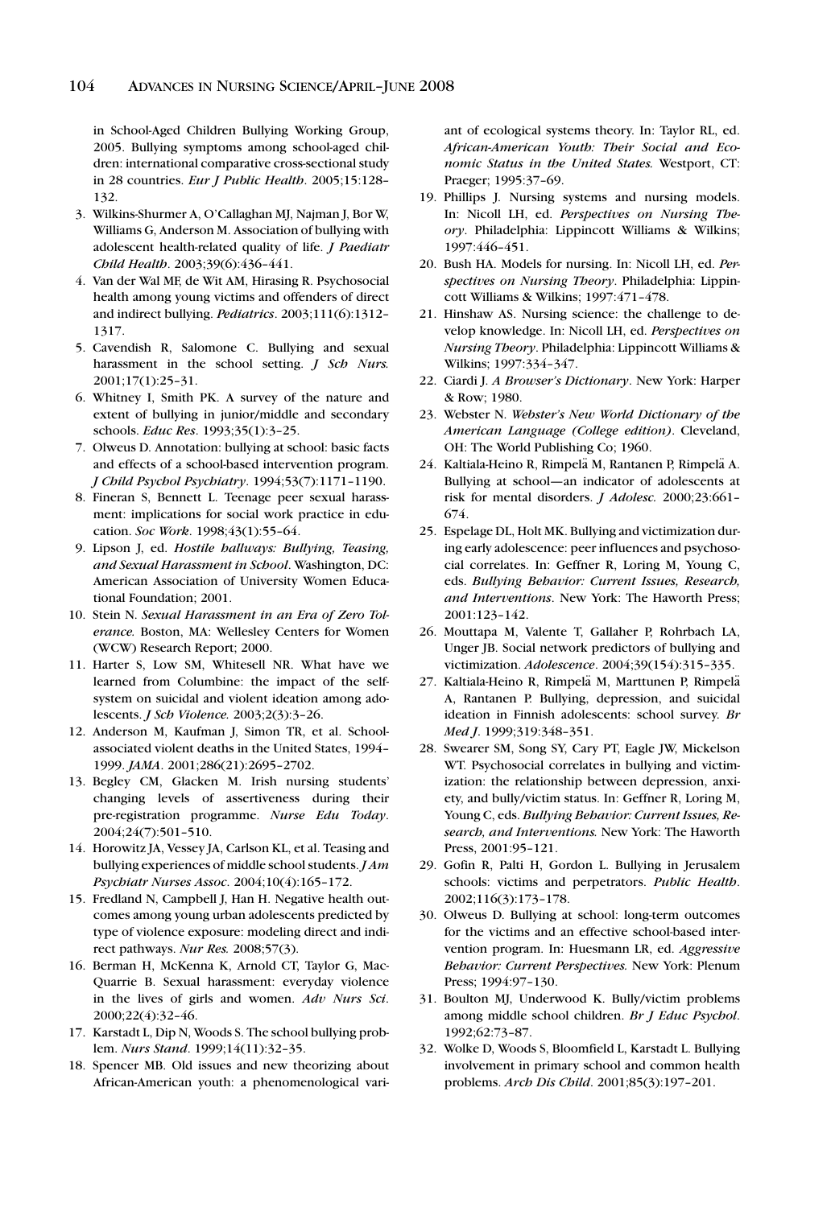in School-Aged Children Bullying Working Group, 2005. Bullying symptoms among school-aged children: international comparative cross-sectional study in 28 countries. *Eur J Public Health*. 2005;15:128–132.

3. Wilkins-Shurmer A, O'Callaghan MJ, Najman J, Bor W, Williams G, Anderson M. Association of bullying with adolescent health-related quality of life. *J Paediatr Child Health*. 2003;39(6):436–441.
4. Van der Wal MF, de Wit AM, Hirasing R. Psychosocial health among young victims and offenders of direct and indirect bullying. *Pediatrics*. 2003;111(6):1312–1317.
5. Cavendish R, Salomone C. Bullying and sexual harassment in the school setting. *J Sch Nurs.* 2001;17(1):25–31.
6. Whitney I, Smith PK. A survey of the nature and extent of bullying in junior/middle and secondary schools. *Educ Res*. 1993;35(1):3–25.
7. Olweus D. Annotation: bullying at school: basic facts and effects of a school-based intervention program. *J Child Psychol Psychiatry*. 1994;53(7):1171–1190.
8. Fineran S, Bennett L. Teenage peer sexual harassment: implications for social work practice in education. *Soc Work*. 1998;43(1):55–64.
9. Lipson J, ed. *Hostile hallways: Bullying, Teasing, and Sexual Harassment in School*. Washington, DC: American Association of University Women Educational Foundation; 2001.
10. Stein N. *Sexual Harassment in an Era of Zero Tolerance.* Boston, MA: Wellesley Centers for Women (WCW) Research Report; 2000.
11. Harter S, Low SM, Whitesell NR. What have we learned from Columbine: the impact of the self-system on suicidal and violent ideation among adolescents. *J Sch Violence.* 2003;2(3):3–26.
12. Anderson M, Kaufman J, Simon TR, et al. School-associated violent deaths in the United States, 1994–1999. *JAMA*. 2001;286(21):2695–2702.
13. Begley CM, Glacken M. Irish nursing students' changing levels of assertiveness during their pre-registration programme. *Nurse Edu Today*. 2004;24(7):501–510.
14. Horowitz JA, Vessey JA, Carlson KL, et al. Teasing and bullying experiences of middle school students. *J Am Psychiatr Nurses Assoc*. 2004;10(4):165–172.
15. Fredland N, Campbell J, Han H. Negative health outcomes among young urban adolescents predicted by type of violence exposure: modeling direct and indirect pathways. *Nur Res.* 2008;57(3).
16. Berman H, McKenna K, Arnold CT, Taylor G, MacQuarrie B. Sexual harassment: everyday violence in the lives of girls and women. *Adv Nurs Sci*. 2000;22(4):32–46.
17. Karstadt L, Dip N, Woods S. The school bullying problem. *Nurs Stand*. 1999;14(11):32–35.
18. Spencer MB. Old issues and new theorizing about African-American youth: a phenomenological variant of ecological systems theory. In: Taylor RL, ed. *African-American Youth: Their Social and Economic Status in the United States.* Westport, CT: Praeger; 1995:37–69.
19. Phillips J. Nursing systems and nursing models. In: Nicoll LH, ed. *Perspectives on Nursing Theory*. Philadelphia: Lippincott Williams & Wilkins; 1997:446–451.
20. Bush HA. Models for nursing. In: Nicoll LH, ed. *Perspectives on Nursing Theory*. Philadelphia: Lippincott Williams & Wilkins; 1997:471–478.
21. Hinshaw AS. Nursing science: the challenge to develop knowledge. In: Nicoll LH, ed. *Perspectives on Nursing Theory*. Philadelphia: Lippincott Williams & Wilkins; 1997:334–347.
22. Ciardi J. *A Browser's Dictionary*. New York: Harper & Row; 1980.
23. Webster N. *Webster's New World Dictionary of the American Language (College edition)*. Cleveland, OH: The World Publishing Co; 1960.
24. Kaltiala-Heino R, Rimpelä M, Rantanen P, Rimpelä A. Bullying at school—an indicator of adolescents at risk for mental disorders. *J Adolesc.* 2000;23:661–674.
25. Espelage DL, Holt MK. Bullying and victimization during early adolescence: peer influences and psychosocial correlates. In: Geffner R, Loring M, Young C, eds. *Bullying Behavior: Current Issues, Research, and Interventions*. New York: The Haworth Press; 2001:123–142.
26. Mouttapa M, Valente T, Gallaher P, Rohrbach LA, Unger JB. Social network predictors of bullying and victimization. *Adolescence*. 2004;39(154):315–335.
27. Kaltiala-Heino R, Rimpelä M, Marttunen P, Rimpelä A, Rantanen P. Bullying, depression, and suicidal ideation in Finnish adolescents: school survey. *Br Med J*. 1999;319:348–351.
28. Swearer SM, Song SY, Cary PT, Eagle JW, Mickelson WT. Psychosocial correlates in bullying and victimization: the relationship between depression, anxiety, and bully/victim status. In: Geffner R, Loring M, Young C, eds. *Bullying Behavior: Current Issues, Research, and Interventions.* New York: The Haworth Press, 2001:95–121.
29. Gofin R, Palti H, Gordon L. Bullying in Jerusalem schools: victims and perpetrators. *Public Health*. 2002;116(3):173–178.
30. Olweus D. Bullying at school: long-term outcomes for the victims and an effective school-based intervention program. In: Huesmann LR, ed. *Aggressive Behavior: Current Perspectives.* New York: Plenum Press; 1994:97–130.
31. Boulton MJ, Underwood K. Bully/victim problems among middle school children. *Br J Educ Psychol*. 1992;62:73–87.
32. Wolke D, Woods S, Bloomfield L, Karstadt L. Bullying involvement in primary school and common health problems. *Arch Dis Child*. 2001;85(3):197–201.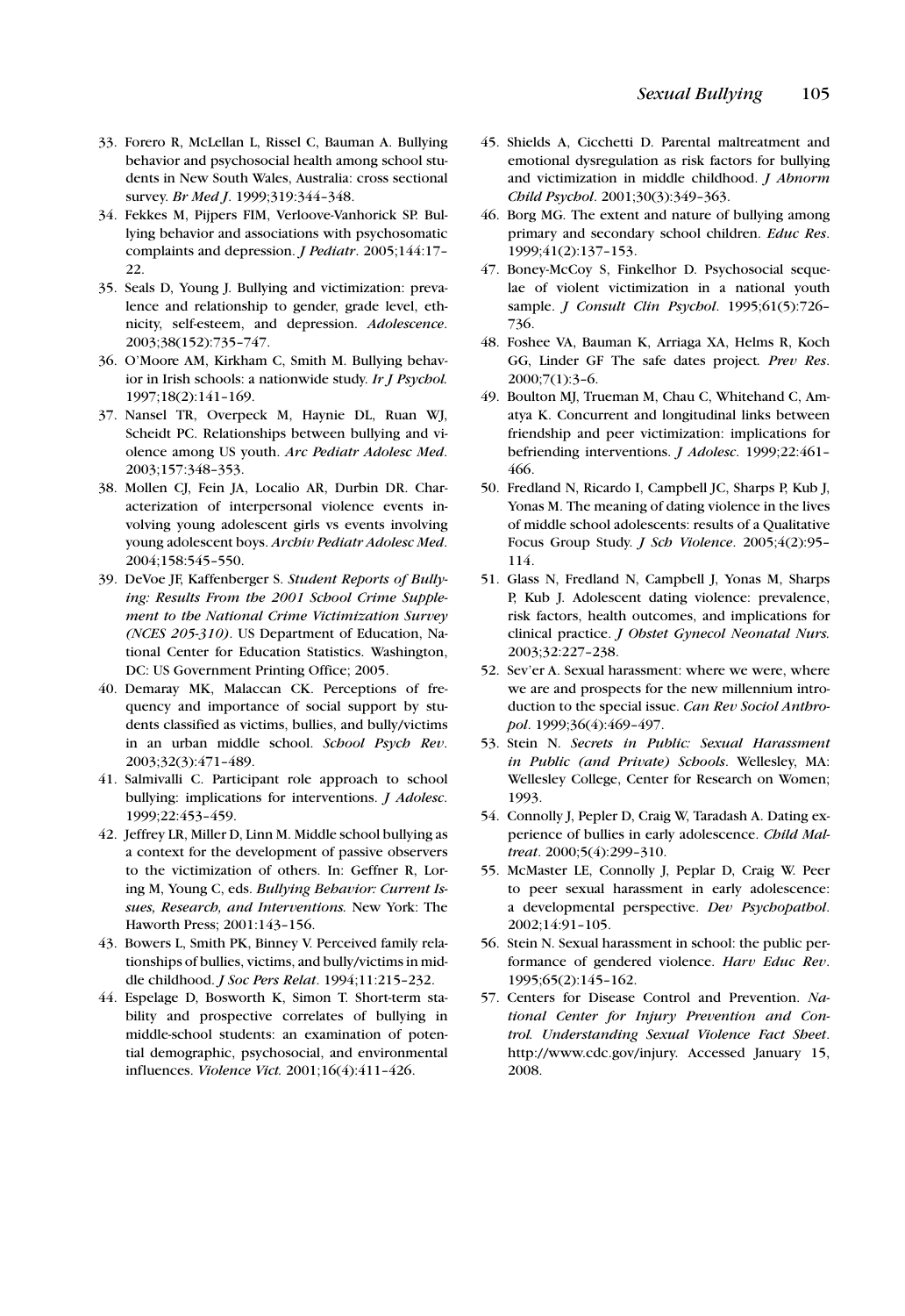33. Forero R, McLellan L, Rissel C, Bauman A. Bullying behavior and psychosocial health among school students in New South Wales, Australia: cross sectional survey. *Br Med J*. 1999;319:344–348.
34. Fekkes M, Pijpers FIM, Verloove-Vanhorick SP. Bullying behavior and associations with psychosomatic complaints and depression. *J Pediatr*. 2005;144:17–22.
35. Seals D, Young J. Bullying and victimization: prevalence and relationship to gender, grade level, ethnicity, self-esteem, and depression. *Adolescence*. 2003;38(152):735–747.
36. O'Moore AM, Kirkham C, Smith M. Bullying behavior in Irish schools: a nationwide study. *Ir J Psychol.* 1997;18(2):141–169.
37. Nansel TR, Overpeck M, Haynie DL, Ruan WJ, Scheidt PC. Relationships between bullying and violence among US youth. *Arc Pediatr Adolesc Med*. 2003;157:348–353.
38. Mollen CJ, Fein JA, Localio AR, Durbin DR. Characterization of interpersonal violence events involving young adolescent girls vs events involving young adolescent boys. *Archiv Pediatr Adolesc Med*. 2004;158:545–550.
39. DeVoe JF, Kaffenberger S. *Student Reports of Bullying: Results From the 2001 School Crime Supplement to the National Crime Victimization Survey (NCES 205-310)*. US Department of Education, National Center for Education Statistics. Washington, DC: US Government Printing Office; 2005.
40. Demaray MK, Malaccan CK. Perceptions of frequency and importance of social support by students classified as victims, bullies, and bully/victims in an urban middle school. *School Psych Rev*. 2003;32(3):471–489.
41. Salmivalli C. Participant role approach to school bullying: implications for interventions. *J Adolesc*. 1999;22:453–459.
42. Jeffrey LR, Miller D, Linn M. Middle school bullying as a context for the development of passive observers to the victimization of others. In: Geffner R, Loring M, Young C, eds. *Bullying Behavior: Current Issues, Research, and Interventions.* New York: The Haworth Press; 2001:143–156.
43. Bowers L, Smith PK, Binney V. Perceived family relationships of bullies, victims, and bully/victims in middle childhood. *J Soc Pers Relat*. 1994;11:215–232.
44. Espelage D, Bosworth K, Simon T. Short-term stability and prospective correlates of bullying in middle-school students: an examination of potential demographic, psychosocial, and environmental influences. *Violence Vict.* 2001;16(4):411–426.
45. Shields A, Cicchetti D. Parental maltreatment and emotional dysregulation as risk factors for bullying and victimization in middle childhood. *J Abnorm Child Psychol*. 2001;30(3):349–363.
46. Borg MG. The extent and nature of bullying among primary and secondary school children. *Educ Res*. 1999;41(2):137–153.
47. Boney-McCoy S, Finkelhor D. Psychosocial sequelae of violent victimization in a national youth sample. *J Consult Clin Psychol*. 1995;61(5):726–736.
48. Foshee VA, Bauman K, Arriaga XA, Helms R, Koch GG, Linder GF The safe dates project*. Prev Res*. 2000;7(1):3–6.
49. Boulton MJ, Trueman M, Chau C, Whitehand C, Amatya K. Concurrent and longitudinal links between friendship and peer victimization: implications for befriending interventions. *J Adolesc*. 1999;22:461–466.
50. Fredland N, Ricardo I, Campbell JC, Sharps P, Kub J, Yonas M. The meaning of dating violence in the lives of middle school adolescents: results of a Qualitative Focus Group Study. *J Sch Violence*. 2005;4(2):95–114.
51. Glass N, Fredland N, Campbell J, Yonas M, Sharps P, Kub J. Adolescent dating violence: prevalence, risk factors, health outcomes, and implications for clinical practice. *J Obstet Gynecol Neonatal Nurs.* 2003;32:227–238.
52. Sev'er A. Sexual harassment: where we were, where we are and prospects for the new millennium introduction to the special issue. *Can Rev Sociol Anthropol*. 1999;36(4):469–497.
53. Stein N. *Secrets in Public: Sexual Harassment in Public (and Private) Schools*. Wellesley, MA: Wellesley College, Center for Research on Women; 1993.
54. Connolly J, Pepler D, Craig W, Taradash A. Dating experience of bullies in early adolescence. *Child Maltreat*. 2000;5(4):299–310.
55. McMaster LE, Connolly J, Peplar D, Craig W. Peer to peer sexual harassment in early adolescence: a developmental perspective. *Dev Psychopathol*. 2002;14:91–105.
56. Stein N. Sexual harassment in school: the public performance of gendered violence. *Harv Educ Rev*. 1995;65(2):145–162.
57. Centers for Disease Control and Prevention. *National Center for Injury Prevention and Control. Understanding Sexual Violence Fact Sheet*. http://www.cdc.gov/injury. Accessed January 15, 2008.